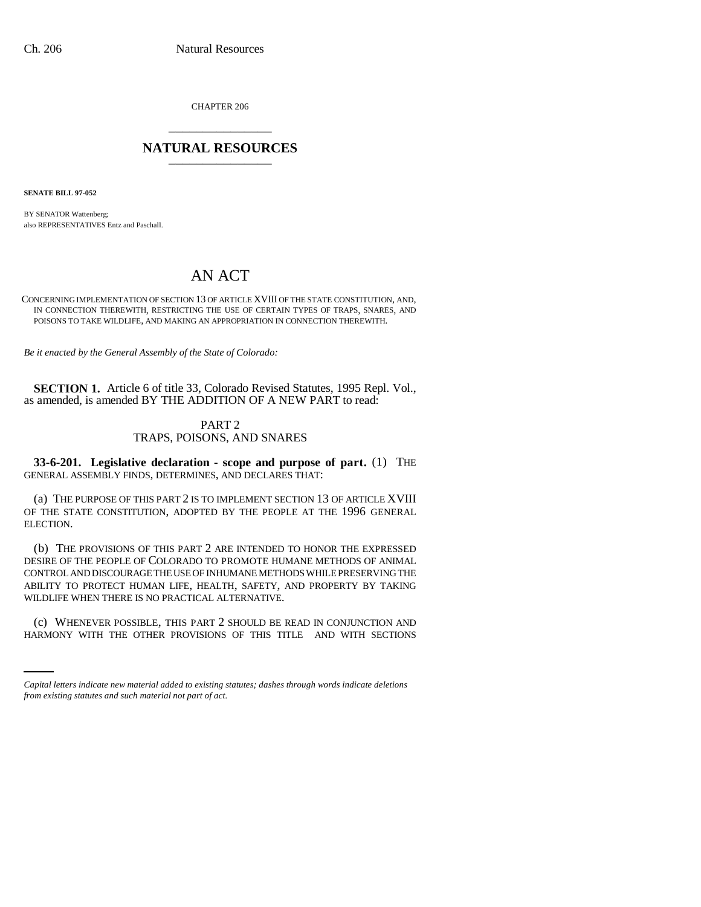CHAPTER 206

## NATURAL RESOURCES

**SENATE BILL 97-052**

BY SENATOR Wattenberg;
also REPRESENTATIVES Entz and Paschall.

# AN ACT

CONCERNING IMPLEMENTATION OF SECTION 13 OF ARTICLE XVIII OF THE STATE CONSTITUTION, AND, IN CONNECTION THEREWITH, RESTRICTING THE USE OF CERTAIN TYPES OF TRAPS, SNARES, AND POISONS TO TAKE WILDLIFE, AND MAKING AN APPROPRIATION IN CONNECTION THEREWITH.

*Be it enacted by the General Assembly of the State of Colorado:*

**SECTION 1.** Article 6 of title 33, Colorado Revised Statutes, 1995 Repl. Vol., as amended, is amended BY THE ADDITION OF A NEW PART to read:

PART 2
TRAPS, POISONS, AND SNARES

**33-6-201. Legislative declaration - scope and purpose of part.** (1) THE GENERAL ASSEMBLY FINDS, DETERMINES, AND DECLARES THAT:

(a) THE PURPOSE OF THIS PART 2 IS TO IMPLEMENT SECTION 13 OF ARTICLE XVIII OF THE STATE CONSTITUTION, ADOPTED BY THE PEOPLE AT THE 1996 GENERAL ELECTION.

(b) THE PROVISIONS OF THIS PART 2 ARE INTENDED TO HONOR THE EXPRESSED DESIRE OF THE PEOPLE OF COLORADO TO PROMOTE HUMANE METHODS OF ANIMAL CONTROL AND DISCOURAGE THE USE OF INHUMANE METHODS WHILE PRESERVING THE ABILITY TO PROTECT HUMAN LIFE, HEALTH, SAFETY, AND PROPERTY BY TAKING WILDLIFE WHEN THERE IS NO PRACTICAL ALTERNATIVE.

(c) WHENEVER POSSIBLE, THIS PART 2 SHOULD BE READ IN CONJUNCTION AND HARMONY WITH THE OTHER PROVISIONS OF THIS TITLE AND WITH SECTIONS

*Capital letters indicate new material added to existing statutes; dashes through words indicate deletions from existing statutes and such material not part of act.*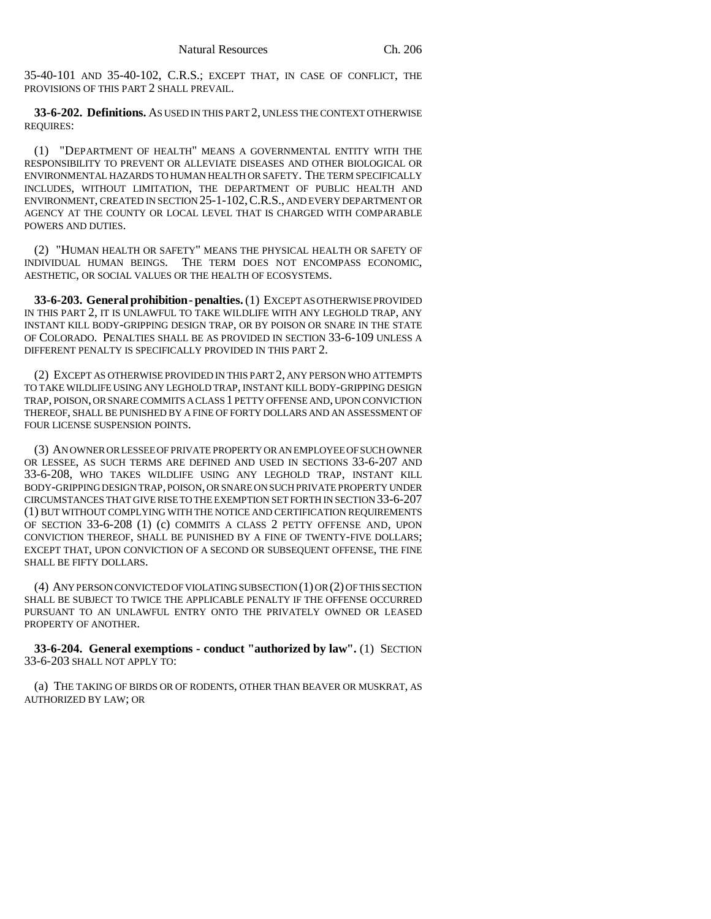35-40-101 AND 35-40-102, C.R.S.; EXCEPT THAT, IN CASE OF CONFLICT, THE PROVISIONS OF THIS PART 2 SHALL PREVAIL.

**33-6-202. Definitions.** AS USED IN THIS PART 2, UNLESS THE CONTEXT OTHERWISE REQUIRES:

(1) "DEPARTMENT OF HEALTH" MEANS A GOVERNMENTAL ENTITY WITH THE RESPONSIBILITY TO PREVENT OR ALLEVIATE DISEASES AND OTHER BIOLOGICAL OR ENVIRONMENTAL HAZARDS TO HUMAN HEALTH OR SAFETY. THE TERM SPECIFICALLY INCLUDES, WITHOUT LIMITATION, THE DEPARTMENT OF PUBLIC HEALTH AND ENVIRONMENT, CREATED IN SECTION 25-1-102, C.R.S., AND EVERY DEPARTMENT OR AGENCY AT THE COUNTY OR LOCAL LEVEL THAT IS CHARGED WITH COMPARABLE POWERS AND DUTIES.

(2) "HUMAN HEALTH OR SAFETY" MEANS THE PHYSICAL HEALTH OR SAFETY OF INDIVIDUAL HUMAN BEINGS. THE TERM DOES NOT ENCOMPASS ECONOMIC, AESTHETIC, OR SOCIAL VALUES OR THE HEALTH OF ECOSYSTEMS.

**33-6-203. General prohibition - penalties.** (1) EXCEPT AS OTHERWISE PROVIDED IN THIS PART 2, IT IS UNLAWFUL TO TAKE WILDLIFE WITH ANY LEGHOLD TRAP, ANY INSTANT KILL BODY-GRIPPING DESIGN TRAP, OR BY POISON OR SNARE IN THE STATE OF COLORADO. PENALTIES SHALL BE AS PROVIDED IN SECTION 33-6-109 UNLESS A DIFFERENT PENALTY IS SPECIFICALLY PROVIDED IN THIS PART 2.

(2) EXCEPT AS OTHERWISE PROVIDED IN THIS PART 2, ANY PERSON WHO ATTEMPTS TO TAKE WILDLIFE USING ANY LEGHOLD TRAP, INSTANT KILL BODY-GRIPPING DESIGN TRAP, POISON, OR SNARE COMMITS A CLASS 1 PETTY OFFENSE AND, UPON CONVICTION THEREOF, SHALL BE PUNISHED BY A FINE OF FORTY DOLLARS AND AN ASSESSMENT OF FOUR LICENSE SUSPENSION POINTS.

(3) AN OWNER OR LESSEE OF PRIVATE PROPERTY OR AN EMPLOYEE OF SUCH OWNER OR LESSEE, AS SUCH TERMS ARE DEFINED AND USED IN SECTIONS 33-6-207 AND 33-6-208, WHO TAKES WILDLIFE USING ANY LEGHOLD TRAP, INSTANT KILL BODY-GRIPPING DESIGN TRAP, POISON, OR SNARE ON SUCH PRIVATE PROPERTY UNDER CIRCUMSTANCES THAT GIVE RISE TO THE EXEMPTION SET FORTH IN SECTION 33-6-207 (1) BUT WITHOUT COMPLYING WITH THE NOTICE AND CERTIFICATION REQUIREMENTS OF SECTION 33-6-208 (1) (c) COMMITS A CLASS 2 PETTY OFFENSE AND, UPON CONVICTION THEREOF, SHALL BE PUNISHED BY A FINE OF TWENTY-FIVE DOLLARS; EXCEPT THAT, UPON CONVICTION OF A SECOND OR SUBSEQUENT OFFENSE, THE FINE SHALL BE FIFTY DOLLARS.

(4) ANY PERSON CONVICTED OF VIOLATING SUBSECTION (1) OR (2) OF THIS SECTION SHALL BE SUBJECT TO TWICE THE APPLICABLE PENALTY IF THE OFFENSE OCCURRED PURSUANT TO AN UNLAWFUL ENTRY ONTO THE PRIVATELY OWNED OR LEASED PROPERTY OF ANOTHER.

**33-6-204. General exemptions - conduct "authorized by law".** (1) SECTION 33-6-203 SHALL NOT APPLY TO:

(a) THE TAKING OF BIRDS OR OF RODENTS, OTHER THAN BEAVER OR MUSKRAT, AS AUTHORIZED BY LAW; OR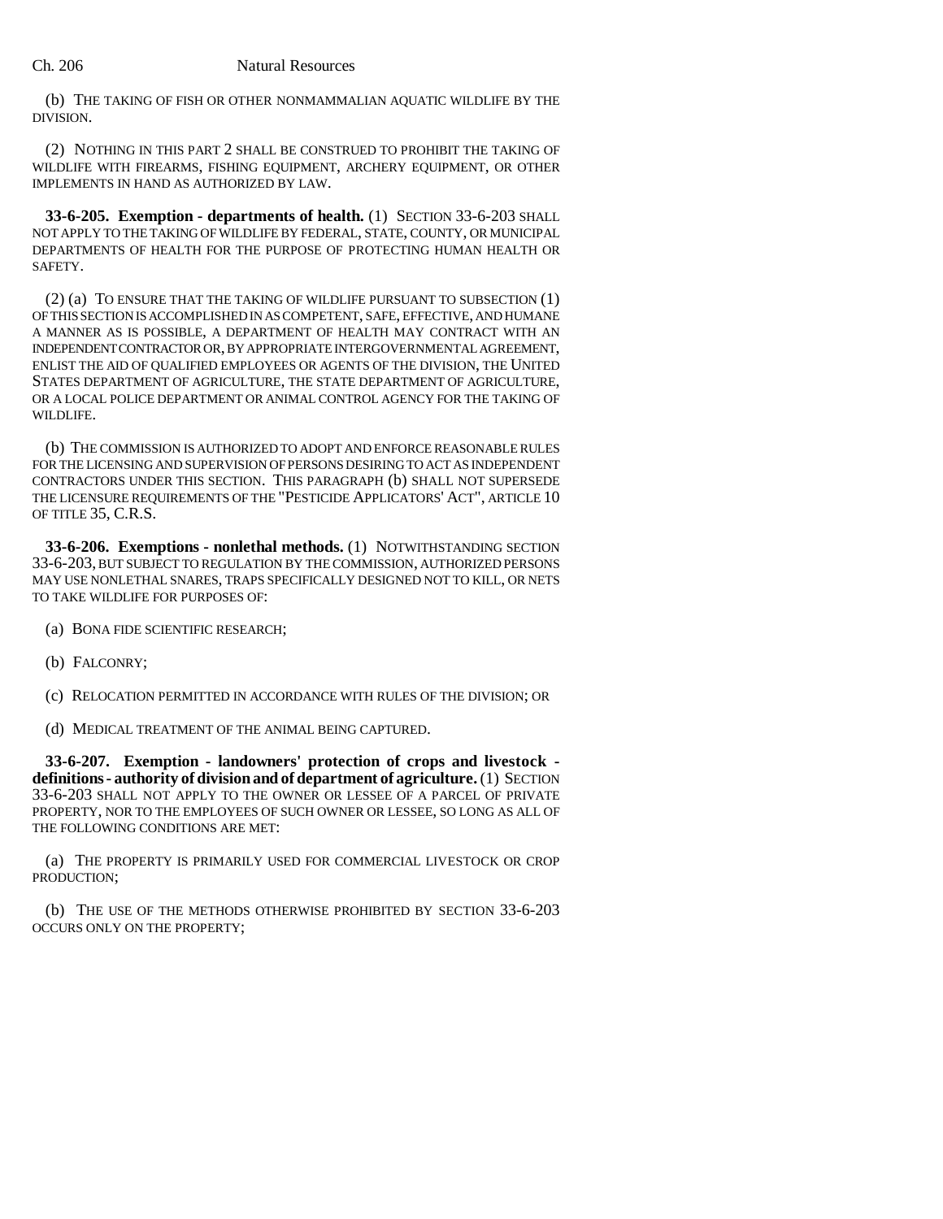(b) THE TAKING OF FISH OR OTHER NONMAMMALIAN AQUATIC WILDLIFE BY THE DIVISION.

(2) NOTHING IN THIS PART 2 SHALL BE CONSTRUED TO PROHIBIT THE TAKING OF WILDLIFE WITH FIREARMS, FISHING EQUIPMENT, ARCHERY EQUIPMENT, OR OTHER IMPLEMENTS IN HAND AS AUTHORIZED BY LAW.

**33-6-205. Exemption - departments of health.** (1) SECTION 33-6-203 SHALL NOT APPLY TO THE TAKING OF WILDLIFE BY FEDERAL, STATE, COUNTY, OR MUNICIPAL DEPARTMENTS OF HEALTH FOR THE PURPOSE OF PROTECTING HUMAN HEALTH OR SAFETY.

(2) (a) TO ENSURE THAT THE TAKING OF WILDLIFE PURSUANT TO SUBSECTION (1) OF THIS SECTION IS ACCOMPLISHED IN AS COMPETENT, SAFE, EFFECTIVE, AND HUMANE A MANNER AS IS POSSIBLE, A DEPARTMENT OF HEALTH MAY CONTRACT WITH AN INDEPENDENT CONTRACTOR OR, BY APPROPRIATE INTERGOVERNMENTAL AGREEMENT, ENLIST THE AID OF QUALIFIED EMPLOYEES OR AGENTS OF THE DIVISION, THE UNITED STATES DEPARTMENT OF AGRICULTURE, THE STATE DEPARTMENT OF AGRICULTURE, OR A LOCAL POLICE DEPARTMENT OR ANIMAL CONTROL AGENCY FOR THE TAKING OF WILDLIFE.

(b) THE COMMISSION IS AUTHORIZED TO ADOPT AND ENFORCE REASONABLE RULES FOR THE LICENSING AND SUPERVISION OF PERSONS DESIRING TO ACT AS INDEPENDENT CONTRACTORS UNDER THIS SECTION. THIS PARAGRAPH (b) SHALL NOT SUPERSEDE THE LICENSURE REQUIREMENTS OF THE "PESTICIDE APPLICATORS' ACT", ARTICLE 10 OF TITLE 35, C.R.S.

**33-6-206. Exemptions - nonlethal methods.** (1) NOTWITHSTANDING SECTION 33-6-203, BUT SUBJECT TO REGULATION BY THE COMMISSION, AUTHORIZED PERSONS MAY USE NONLETHAL SNARES, TRAPS SPECIFICALLY DESIGNED NOT TO KILL, OR NETS TO TAKE WILDLIFE FOR PURPOSES OF:

(a) BONA FIDE SCIENTIFIC RESEARCH;

(b) FALCONRY;

(c) RELOCATION PERMITTED IN ACCORDANCE WITH RULES OF THE DIVISION; OR

(d) MEDICAL TREATMENT OF THE ANIMAL BEING CAPTURED.

**33-6-207. Exemption - landowners' protection of crops and livestock - definitions - authority of division and of department of agriculture.** (1) SECTION 33-6-203 SHALL NOT APPLY TO THE OWNER OR LESSEE OF A PARCEL OF PRIVATE PROPERTY, NOR TO THE EMPLOYEES OF SUCH OWNER OR LESSEE, SO LONG AS ALL OF THE FOLLOWING CONDITIONS ARE MET:

(a) THE PROPERTY IS PRIMARILY USED FOR COMMERCIAL LIVESTOCK OR CROP PRODUCTION;

(b) THE USE OF THE METHODS OTHERWISE PROHIBITED BY SECTION 33-6-203 OCCURS ONLY ON THE PROPERTY;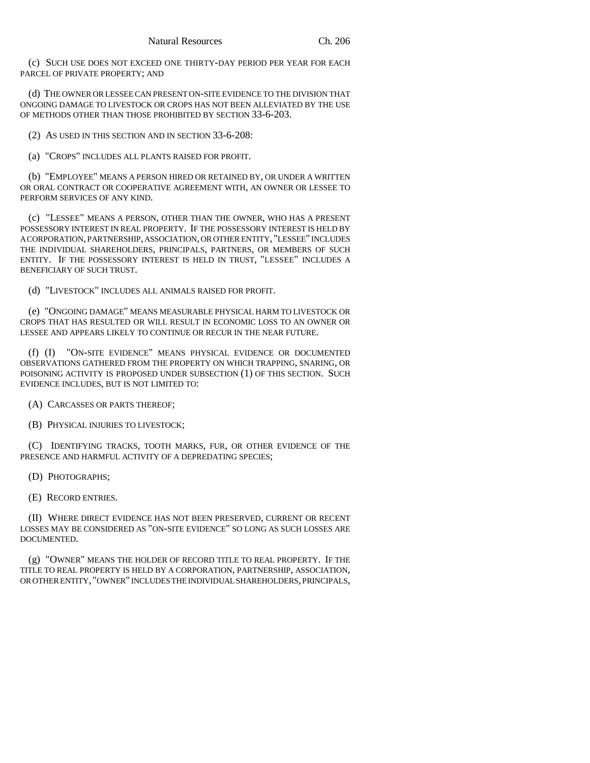(c) SUCH USE DOES NOT EXCEED ONE THIRTY-DAY PERIOD PER YEAR FOR EACH PARCEL OF PRIVATE PROPERTY; AND

(d) THE OWNER OR LESSEE CAN PRESENT ON-SITE EVIDENCE TO THE DIVISION THAT ONGOING DAMAGE TO LIVESTOCK OR CROPS HAS NOT BEEN ALLEVIATED BY THE USE OF METHODS OTHER THAN THOSE PROHIBITED BY SECTION 33-6-203.

(2) AS USED IN THIS SECTION AND IN SECTION 33-6-208:

(a) "CROPS" INCLUDES ALL PLANTS RAISED FOR PROFIT.

(b) "EMPLOYEE" MEANS A PERSON HIRED OR RETAINED BY, OR UNDER A WRITTEN OR ORAL CONTRACT OR COOPERATIVE AGREEMENT WITH, AN OWNER OR LESSEE TO PERFORM SERVICES OF ANY KIND.

(c) "LESSEE" MEANS A PERSON, OTHER THAN THE OWNER, WHO HAS A PRESENT POSSESSORY INTEREST IN REAL PROPERTY. IF THE POSSESSORY INTEREST IS HELD BY A CORPORATION, PARTNERSHIP, ASSOCIATION, OR OTHER ENTITY, "LESSEE" INCLUDES THE INDIVIDUAL SHAREHOLDERS, PRINCIPALS, PARTNERS, OR MEMBERS OF SUCH ENTITY. IF THE POSSESSORY INTEREST IS HELD IN TRUST, "LESSEE" INCLUDES A BENEFICIARY OF SUCH TRUST.

(d) "LIVESTOCK" INCLUDES ALL ANIMALS RAISED FOR PROFIT.

(e) "ONGOING DAMAGE" MEANS MEASURABLE PHYSICAL HARM TO LIVESTOCK OR CROPS THAT HAS RESULTED OR WILL RESULT IN ECONOMIC LOSS TO AN OWNER OR LESSEE AND APPEARS LIKELY TO CONTINUE OR RECUR IN THE NEAR FUTURE.

(f) (I) "ON-SITE EVIDENCE" MEANS PHYSICAL EVIDENCE OR DOCUMENTED OBSERVATIONS GATHERED FROM THE PROPERTY ON WHICH TRAPPING, SNARING, OR POISONING ACTIVITY IS PROPOSED UNDER SUBSECTION (1) OF THIS SECTION. SUCH EVIDENCE INCLUDES, BUT IS NOT LIMITED TO:

(A) CARCASSES OR PARTS THEREOF;

(B) PHYSICAL INJURIES TO LIVESTOCK;

(C) IDENTIFYING TRACKS, TOOTH MARKS, FUR, OR OTHER EVIDENCE OF THE PRESENCE AND HARMFUL ACTIVITY OF A DEPREDATING SPECIES;

(D) PHOTOGRAPHS;

(E) RECORD ENTRIES.

(II) WHERE DIRECT EVIDENCE HAS NOT BEEN PRESERVED, CURRENT OR RECENT LOSSES MAY BE CONSIDERED AS "ON-SITE EVIDENCE" SO LONG AS SUCH LOSSES ARE DOCUMENTED.

(g) "OWNER" MEANS THE HOLDER OF RECORD TITLE TO REAL PROPERTY. IF THE TITLE TO REAL PROPERTY IS HELD BY A CORPORATION, PARTNERSHIP, ASSOCIATION, OR OTHER ENTITY, "OWNER" INCLUDES THE INDIVIDUAL SHAREHOLDERS, PRINCIPALS,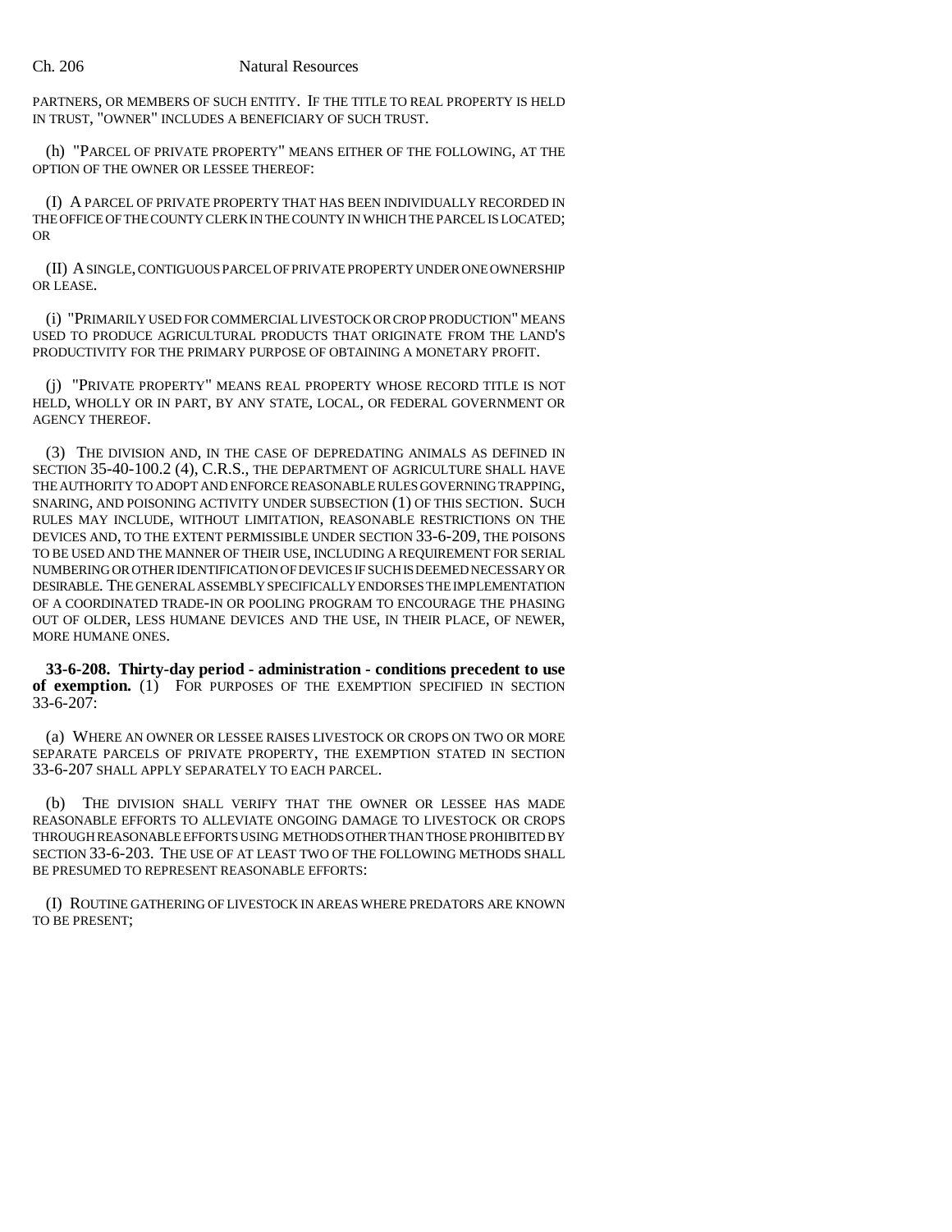PARTNERS, OR MEMBERS OF SUCH ENTITY. IF THE TITLE TO REAL PROPERTY IS HELD IN TRUST, "OWNER" INCLUDES A BENEFICIARY OF SUCH TRUST.

(h) "PARCEL OF PRIVATE PROPERTY" MEANS EITHER OF THE FOLLOWING, AT THE OPTION OF THE OWNER OR LESSEE THEREOF:

(I) A PARCEL OF PRIVATE PROPERTY THAT HAS BEEN INDIVIDUALLY RECORDED IN THE OFFICE OF THE COUNTY CLERK IN THE COUNTY IN WHICH THE PARCEL IS LOCATED; OR

(II) A SINGLE, CONTIGUOUS PARCEL OF PRIVATE PROPERTY UNDER ONE OWNERSHIP OR LEASE.

(i) "PRIMARILY USED FOR COMMERCIAL LIVESTOCK OR CROP PRODUCTION" MEANS USED TO PRODUCE AGRICULTURAL PRODUCTS THAT ORIGINATE FROM THE LAND'S PRODUCTIVITY FOR THE PRIMARY PURPOSE OF OBTAINING A MONETARY PROFIT.

(j) "PRIVATE PROPERTY" MEANS REAL PROPERTY WHOSE RECORD TITLE IS NOT HELD, WHOLLY OR IN PART, BY ANY STATE, LOCAL, OR FEDERAL GOVERNMENT OR AGENCY THEREOF.

(3) THE DIVISION AND, IN THE CASE OF DEPREDATING ANIMALS AS DEFINED IN SECTION 35-40-100.2 (4), C.R.S., THE DEPARTMENT OF AGRICULTURE SHALL HAVE THE AUTHORITY TO ADOPT AND ENFORCE REASONABLE RULES GOVERNING TRAPPING, SNARING, AND POISONING ACTIVITY UNDER SUBSECTION (1) OF THIS SECTION. SUCH RULES MAY INCLUDE, WITHOUT LIMITATION, REASONABLE RESTRICTIONS ON THE DEVICES AND, TO THE EXTENT PERMISSIBLE UNDER SECTION 33-6-209, THE POISONS TO BE USED AND THE MANNER OF THEIR USE, INCLUDING A REQUIREMENT FOR SERIAL NUMBERING OR OTHER IDENTIFICATION OF DEVICES IF SUCH IS DEEMED NECESSARY OR DESIRABLE. THE GENERAL ASSEMBLY SPECIFICALLY ENDORSES THE IMPLEMENTATION OF A COORDINATED TRADE-IN OR POOLING PROGRAM TO ENCOURAGE THE PHASING OUT OF OLDER, LESS HUMANE DEVICES AND THE USE, IN THEIR PLACE, OF NEWER, MORE HUMANE ONES.

**33-6-208. Thirty-day period - administration - conditions precedent to use of exemption.** (1) FOR PURPOSES OF THE EXEMPTION SPECIFIED IN SECTION 33-6-207:

(a) WHERE AN OWNER OR LESSEE RAISES LIVESTOCK OR CROPS ON TWO OR MORE SEPARATE PARCELS OF PRIVATE PROPERTY, THE EXEMPTION STATED IN SECTION 33-6-207 SHALL APPLY SEPARATELY TO EACH PARCEL.

(b) THE DIVISION SHALL VERIFY THAT THE OWNER OR LESSEE HAS MADE REASONABLE EFFORTS TO ALLEVIATE ONGOING DAMAGE TO LIVESTOCK OR CROPS THROUGH REASONABLE EFFORTS USING METHODS OTHER THAN THOSE PROHIBITED BY SECTION 33-6-203. THE USE OF AT LEAST TWO OF THE FOLLOWING METHODS SHALL BE PRESUMED TO REPRESENT REASONABLE EFFORTS:

(I) ROUTINE GATHERING OF LIVESTOCK IN AREAS WHERE PREDATORS ARE KNOWN TO BE PRESENT;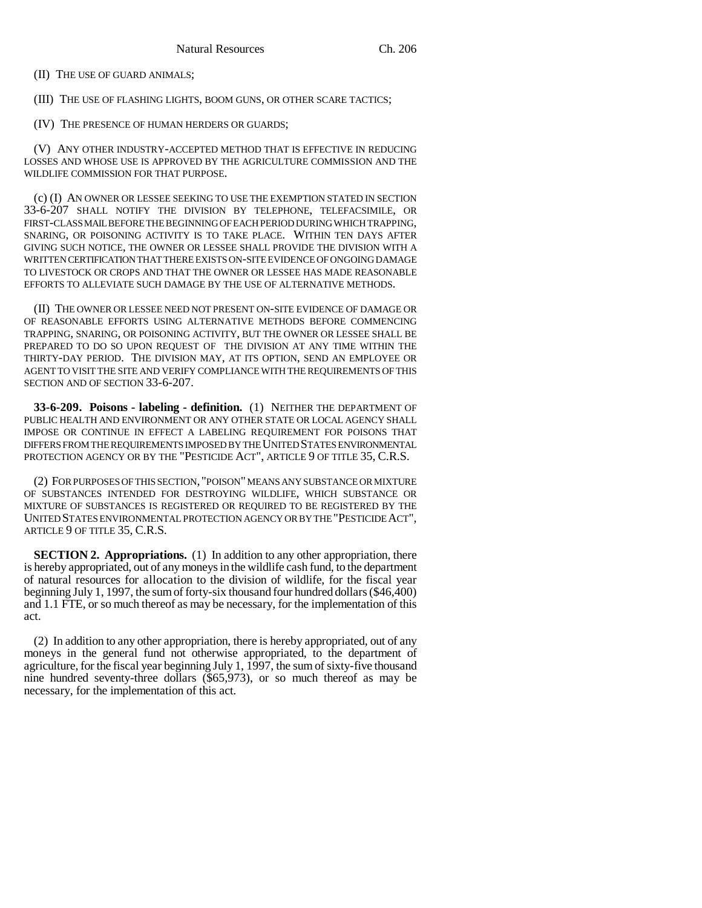(II) THE USE OF GUARD ANIMALS;

(III) THE USE OF FLASHING LIGHTS, BOOM GUNS, OR OTHER SCARE TACTICS;

(IV) THE PRESENCE OF HUMAN HERDERS OR GUARDS;

(V) ANY OTHER INDUSTRY-ACCEPTED METHOD THAT IS EFFECTIVE IN REDUCING LOSSES AND WHOSE USE IS APPROVED BY THE AGRICULTURE COMMISSION AND THE WILDLIFE COMMISSION FOR THAT PURPOSE.

(c) (I) AN OWNER OR LESSEE SEEKING TO USE THE EXEMPTION STATED IN SECTION 33-6-207 SHALL NOTIFY THE DIVISION BY TELEPHONE, TELEFACSIMILE, OR FIRST-CLASS MAIL BEFORE THE BEGINNING OF EACH PERIOD DURING WHICH TRAPPING, SNARING, OR POISONING ACTIVITY IS TO TAKE PLACE. WITHIN TEN DAYS AFTER GIVING SUCH NOTICE, THE OWNER OR LESSEE SHALL PROVIDE THE DIVISION WITH A WRITTEN CERTIFICATION THAT THERE EXISTS ON-SITE EVIDENCE OF ONGOING DAMAGE TO LIVESTOCK OR CROPS AND THAT THE OWNER OR LESSEE HAS MADE REASONABLE EFFORTS TO ALLEVIATE SUCH DAMAGE BY THE USE OF ALTERNATIVE METHODS.

(II) THE OWNER OR LESSEE NEED NOT PRESENT ON-SITE EVIDENCE OF DAMAGE OR OF REASONABLE EFFORTS USING ALTERNATIVE METHODS BEFORE COMMENCING TRAPPING, SNARING, OR POISONING ACTIVITY, BUT THE OWNER OR LESSEE SHALL BE PREPARED TO DO SO UPON REQUEST OF THE DIVISION AT ANY TIME WITHIN THE THIRTY-DAY PERIOD. THE DIVISION MAY, AT ITS OPTION, SEND AN EMPLOYEE OR AGENT TO VISIT THE SITE AND VERIFY COMPLIANCE WITH THE REQUIREMENTS OF THIS SECTION AND OF SECTION 33-6-207.

**33-6-209. Poisons - labeling - definition.** (1) NEITHER THE DEPARTMENT OF PUBLIC HEALTH AND ENVIRONMENT OR ANY OTHER STATE OR LOCAL AGENCY SHALL IMPOSE OR CONTINUE IN EFFECT A LABELING REQUIREMENT FOR POISONS THAT DIFFERS FROM THE REQUIREMENTS IMPOSED BY THE UNITED STATES ENVIRONMENTAL PROTECTION AGENCY OR BY THE "PESTICIDE ACT", ARTICLE 9 OF TITLE 35, C.R.S.

(2) FOR PURPOSES OF THIS SECTION, "POISON" MEANS ANY SUBSTANCE OR MIXTURE OF SUBSTANCES INTENDED FOR DESTROYING WILDLIFE, WHICH SUBSTANCE OR MIXTURE OF SUBSTANCES IS REGISTERED OR REQUIRED TO BE REGISTERED BY THE UNITED STATES ENVIRONMENTAL PROTECTION AGENCY OR BY THE "PESTICIDE ACT", ARTICLE 9 OF TITLE 35, C.R.S.

**SECTION 2. Appropriations.** (1) In addition to any other appropriation, there is hereby appropriated, out of any moneys in the wildlife cash fund, to the department of natural resources for allocation to the division of wildlife, for the fiscal year beginning July 1, 1997, the sum of forty-six thousand four hundred dollars ($46,400) and 1.1 FTE, or so much thereof as may be necessary, for the implementation of this act.

(2) In addition to any other appropriation, there is hereby appropriated, out of any moneys in the general fund not otherwise appropriated, to the department of agriculture, for the fiscal year beginning July 1, 1997, the sum of sixty-five thousand nine hundred seventy-three dollars ($65,973), or so much thereof as may be necessary, for the implementation of this act.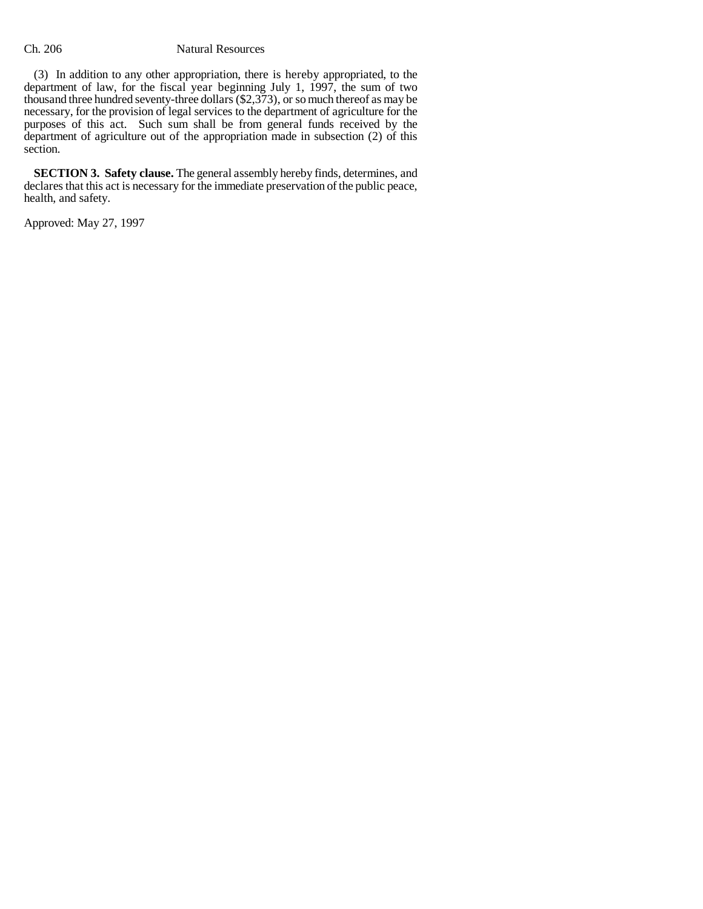(3) In addition to any other appropriation, there is hereby appropriated, to the department of law, for the fiscal year beginning July 1, 1997, the sum of two thousand three hundred seventy-three dollars ($2,373), or so much thereof as may be necessary, for the provision of legal services to the department of agriculture for the purposes of this act. Such sum shall be from general funds received by the department of agriculture out of the appropriation made in subsection (2) of this section.

**SECTION 3. Safety clause.** The general assembly hereby finds, determines, and declares that this act is necessary for the immediate preservation of the public peace, health, and safety.

Approved: May 27, 1997